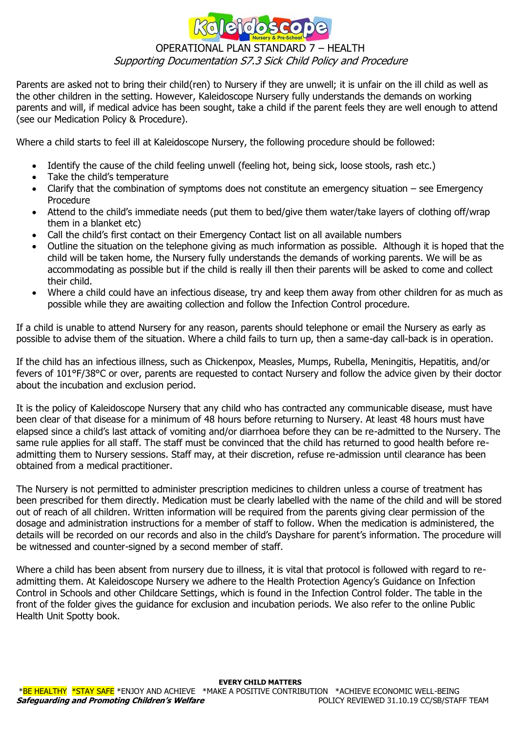# OPERATIONAL PLAN STANDARD 7 – HEALTH

*Supporting Documentation S7.3 Sick Child Policy and Procedure*

Parents are asked not to bring their child(ren) to Nursery if they are unwell; it is unfair on the ill child as well as the other children in the setting. However, Kaleidoscope Nursery fully understands the demands on working parents and will, if medical advice has been sought, take a child if the parent feels they are well enough to attend (see our Medication Policy & Procedure).

Where a child starts to feel ill at Kaleidoscope Nursery, the following procedure should be followed:

- Identify the cause of the child feeling unwell (feeling hot, being sick, loose stools, rash etc.)
- Take the child's temperature
- Clarify that the combination of symptoms does not constitute an emergency situation – see Emergency Procedure
- Attend to the child's immediate needs (put them to bed/give them water/take layers of clothing off/wrap them in a blanket etc)
- Call the child's first contact on their Emergency Contact list on all available numbers
- Outline the situation on the telephone giving as much information as possible. Although it is hoped that the child will be taken home, the Nursery fully understands the demands of working parents. We will be as accommodating as possible but if the child is really ill then their parents will be asked to come and collect their child.
- Where a child could have an infectious disease, try and keep them away from other children for as much as possible while they are awaiting collection and follow the Infection Control procedure.

If a child is unable to attend Nursery for any reason, parents should telephone or email the Nursery as early as possible to advise them of the situation. Where a child fails to turn up, then a same-day call-back is in operation.

If the child has an infectious illness, such as Chickenpox, Measles, Mumps, Rubella, Meningitis, Hepatitis, and/or fevers of 101°F/38°C or over, parents are requested to contact Nursery and follow the advice given by their doctor about the incubation and exclusion period.

It is the policy of Kaleidoscope Nursery that any child who has contracted any communicable disease, must have been clear of that disease for a minimum of 48 hours before returning to Nursery. At least 48 hours must have elapsed since a child's last attack of vomiting and/or diarrhoea before they can be re-admitted to the Nursery. The same rule applies for all staff. The staff must be convinced that the child has returned to good health before re-admitting them to Nursery sessions. Staff may, at their discretion, refuse re-admission until clearance has been obtained from a medical practitioner.

The Nursery is not permitted to administer prescription medicines to children unless a course of treatment has been prescribed for them directly. Medication must be clearly labelled with the name of the child and will be stored out of reach of all children. Written information will be required from the parents giving clear permission of the dosage and administration instructions for a member of staff to follow. When the medication is administered, the details will be recorded on our records and also in the child's Dayshare for parent's information. The procedure will be witnessed and counter-signed by a second member of staff.

Where a child has been absent from nursery due to illness, it is vital that protocol is followed with regard to re-admitting them. At Kaleidoscope Nursery we adhere to the Health Protection Agency's Guidance on Infection Control in Schools and other Childcare Settings, which is found in the Infection Control folder. The table in the front of the folder gives the guidance for exclusion and incubation periods. We also refer to the online Public Health Unit Spotty book.

**EVERY CHILD MATTERS**

*BE HEALTHY *STAY SAFE *ENJOY AND ACHIEVE *MAKE A POSITIVE CONTRIBUTION *ACHIEVE ECONOMIC WELL-BEING

***Safeguarding and Promoting Children's Welfare*** POLICY REVIEWED 31.10.19 CC/SB/STAFF TEAM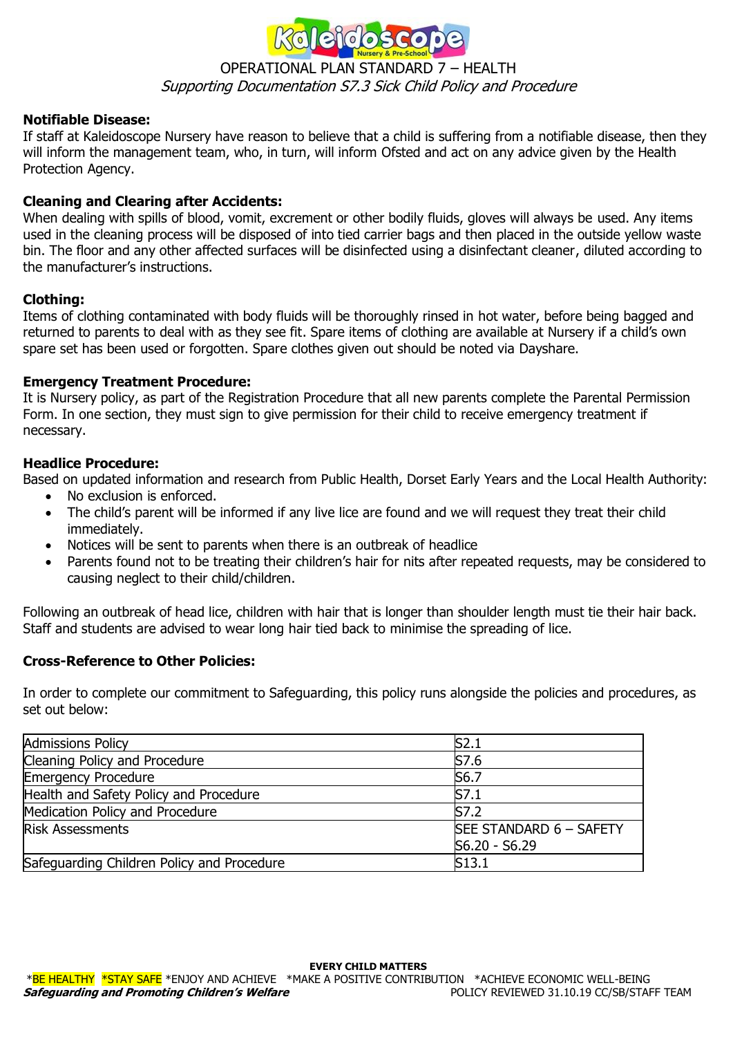OPERATIONAL PLAN STANDARD 7 – HEALTH

*Supporting Documentation S7.3 Sick Child Policy and Procedure*

**Notifiable Disease:**

If staff at Kaleidoscope Nursery have reason to believe that a child is suffering from a notifiable disease, then they will inform the management team, who, in turn, will inform Ofsted and act on any advice given by the Health Protection Agency.

**Cleaning and Clearing after Accidents:**

When dealing with spills of blood, vomit, excrement or other bodily fluids, gloves will always be used. Any items used in the cleaning process will be disposed of into tied carrier bags and then placed in the outside yellow waste bin. The floor and any other affected surfaces will be disinfected using a disinfectant cleaner, diluted according to the manufacturer's instructions.

**Clothing:**

Items of clothing contaminated with body fluids will be thoroughly rinsed in hot water, before being bagged and returned to parents to deal with as they see fit. Spare items of clothing are available at Nursery if a child's own spare set has been used or forgotten. Spare clothes given out should be noted via Dayshare.

**Emergency Treatment Procedure:**

It is Nursery policy, as part of the Registration Procedure that all new parents complete the Parental Permission Form. In one section, they must sign to give permission for their child to receive emergency treatment if necessary.

**Headlice Procedure:**

Based on updated information and research from Public Health, Dorset Early Years and the Local Health Authority:

- No exclusion is enforced.
- The child's parent will be informed if any live lice are found and we will request they treat their child immediately.
- Notices will be sent to parents when there is an outbreak of headlice
- Parents found not to be treating their children's hair for nits after repeated requests, may be considered to causing neglect to their child/children.

Following an outbreak of head lice, children with hair that is longer than shoulder length must tie their hair back. Staff and students are advised to wear long hair tied back to minimise the spreading of lice.

**Cross-Reference to Other Policies:**

In order to complete our commitment to Safeguarding, this policy runs alongside the policies and procedures, as set out below:

| | |
|---|---|
| Admissions Policy | S2.1 |
| Cleaning Policy and Procedure | S7.6 |
| Emergency Procedure | S6.7 |
| Health and Safety Policy and Procedure | S7.1 |
| Medication Policy and Procedure | S7.2 |
| Risk Assessments | SEE STANDARD 6 – SAFETY S6.20 - S6.29 |
| Safeguarding Children Policy and Procedure | S13.1 |

**EVERY CHILD MATTERS**

*BE HEALTHY *STAY SAFE *ENJOY AND ACHIEVE *MAKE A POSITIVE CONTRIBUTION *ACHIEVE ECONOMIC WELL-BEING

***Safeguarding and Promoting Children's Welfare*** POLICY REVIEWED 31.10.19 CC/SB/STAFF TEAM